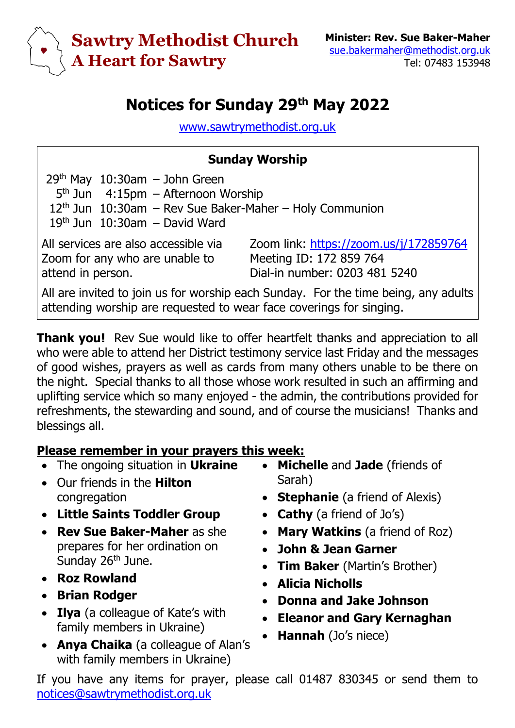# Sawtry Methodist Church
## A Heart for Sawtry

**Minister: Rev. Sue Baker-Maher**
sue.bakermaher@methodist.org.uk
Tel: 07483 153948

# Notices for Sunday 29th May 2022

www.sawtrymethodist.org.uk

### Sunday Worship

29th May 10:30am – John Green
5th Jun 4:15pm – Afternoon Worship
12th Jun 10:30am – Rev Sue Baker-Maher – Holy Communion
19th Jun 10:30am – David Ward

All services are also accessible via Zoom for any who are unable to attend in person.

Zoom link: https://zoom.us/j/172859764
Meeting ID: 172 859 764
Dial-in number: 0203 481 5240

All are invited to join us for worship each Sunday. For the time being, any adults attending worship are requested to wear face coverings for singing.

**Thank you!** Rev Sue would like to offer heartfelt thanks and appreciation to all who were able to attend her District testimony service last Friday and the messages of good wishes, prayers as well as cards from many others unable to be there on the night. Special thanks to all those whose work resulted in such an affirming and uplifting service which so many enjoyed - the admin, the contributions provided for refreshments, the stewarding and sound, and of course the musicians! Thanks and blessings all.

**Please remember in your prayers this week:**

- The ongoing situation in **Ukraine**
- Our friends in the **Hilton** congregation
- **Little Saints Toddler Group**
- **Rev Sue Baker-Maher** as she prepares for her ordination on Sunday 26th June.
- **Roz Rowland**
- **Brian Rodger**
- **Ilya** (a colleague of Kate's with family members in Ukraine)
- **Anya Chaika** (a colleague of Alan's with family members in Ukraine)
- **Michelle** and **Jade** (friends of Sarah)
- **Stephanie** (a friend of Alexis)
- **Cathy** (a friend of Jo's)
- **Mary Watkins** (a friend of Roz)
- **John & Jean Garner**
- **Tim Baker** (Martin's Brother)
- **Alicia Nicholls**
- **Donna and Jake Johnson**
- **Eleanor and Gary Kernaghan**
- **Hannah** (Jo's niece)

If you have any items for prayer, please call 01487 830345 or send them to notices@sawtrymethodist.org.uk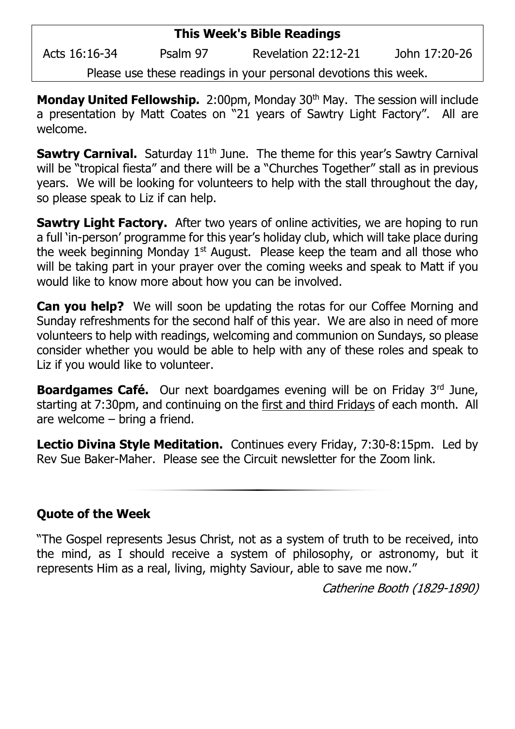## This Week's Bible Readings

| | | | |
|---|---|---|---|
| Acts 16:16-34 | Psalm 97 | Revelation 22:12-21 | John 17:20-26 |

Please use these readings in your personal devotions this week.

**Monday United Fellowship.** 2:00pm, Monday 30th May. The session will include a presentation by Matt Coates on "21 years of Sawtry Light Factory". All are welcome.

**Sawtry Carnival.** Saturday 11th June. The theme for this year's Sawtry Carnival will be "tropical fiesta" and there will be a "Churches Together" stall as in previous years. We will be looking for volunteers to help with the stall throughout the day, so please speak to Liz if can help.

**Sawtry Light Factory.** After two years of online activities, we are hoping to run a full 'in-person' programme for this year's holiday club, which will take place during the week beginning Monday 1st August. Please keep the team and all those who will be taking part in your prayer over the coming weeks and speak to Matt if you would like to know more about how you can be involved.

**Can you help?** We will soon be updating the rotas for our Coffee Morning and Sunday refreshments for the second half of this year. We are also in need of more volunteers to help with readings, welcoming and communion on Sundays, so please consider whether you would be able to help with any of these roles and speak to Liz if you would like to volunteer.

**Boardgames Café.** Our next boardgames evening will be on Friday 3rd June, starting at 7:30pm, and continuing on the first and third Fridays of each month. All are welcome – bring a friend.

**Lectio Divina Style Meditation.** Continues every Friday, 7:30-8:15pm. Led by Rev Sue Baker-Maher. Please see the Circuit newsletter for the Zoom link.

---

### Quote of the Week

"The Gospel represents Jesus Christ, not as a system of truth to be received, into the mind, as I should receive a system of philosophy, or astronomy, but it represents Him as a real, living, mighty Saviour, able to save me now."

*Catherine Booth (1829-1890)*